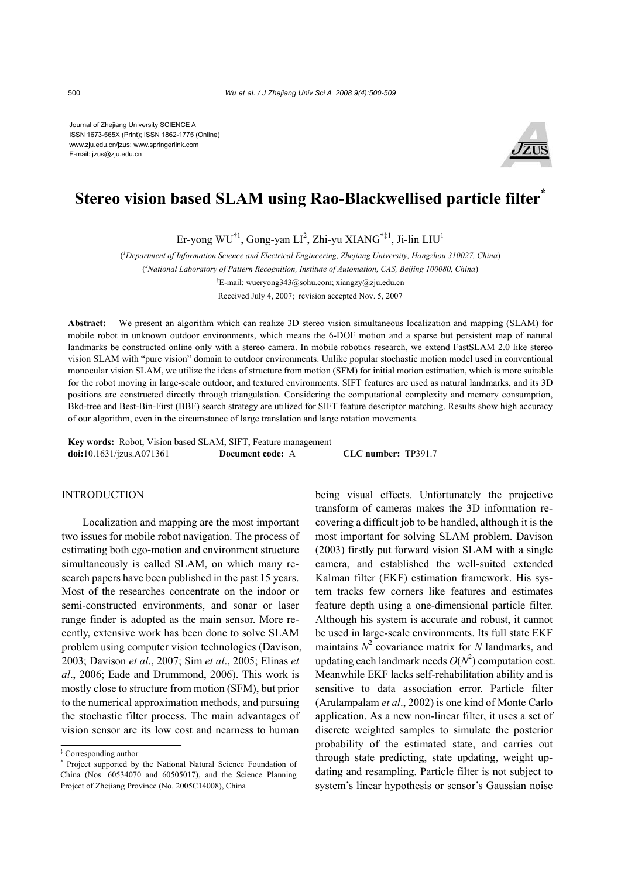Journal of Zhejiang University SCIENCE A
ISSN 1673-565X (Print); ISSN 1862-1775 (Online)
www.zju.edu.cn/jzus; www.springerlink.com
E-mail: jzus@zju.edu.cn

# Stereo vision based SLAM using Rao-Blackwellised particle filter*

Er-yong WU[†1], Gong-yan LI[2], Zhi-yu XIANG[†‡1], Ji-lin LIU[1]

([1]*Department of Information Science and Electrical Engineering, Zhejiang University, Hangzhou 310027, China*)

([2]*National Laboratory of Pattern Recognition, Institute of Automation, CAS, Beijing 100080, China*)

[†]E-mail: wueryong343@sohu.com; xiangzy@zju.edu.cn

Received July 4, 2007; revision accepted Nov. 5, 2007

**Abstract:** We present an algorithm which can realize 3D stereo vision simultaneous localization and mapping (SLAM) for mobile robot in unknown outdoor environments, which means the 6-DOF motion and a sparse but persistent map of natural landmarks be constructed online only with a stereo camera. In mobile robotics research, we extend FastSLAM 2.0 like stereo vision SLAM with "pure vision" domain to outdoor environments. Unlike popular stochastic motion model used in conventional monocular vision SLAM, we utilize the ideas of structure from motion (SFM) for initial motion estimation, which is more suitable for the robot moving in large-scale outdoor, and textured environments. SIFT features are used as natural landmarks, and its 3D positions are constructed directly through triangulation. Considering the computational complexity and memory consumption, Bkd-tree and Best-Bin-First (BBF) search strategy are utilized for SIFT feature descriptor matching. Results show high accuracy of our algorithm, even in the circumstance of large translation and large rotation movements.

**Key words:** Robot, Vision based SLAM, SIFT, Feature management
**doi:**10.1631/jzus.A071361 **Document code:** A **CLC number:** TP391.7

## INTRODUCTION

Localization and mapping are the most important two issues for mobile robot navigation. The process of estimating both ego-motion and environment structure simultaneously is called SLAM, on which many research papers have been published in the past 15 years. Most of the researches concentrate on the indoor or semi-constructed environments, and sonar or laser range finder is adopted as the main sensor. More recently, extensive work has been done to solve SLAM problem using computer vision technologies (Davison, 2003; Davison *et al*., 2007; Sim *et al*., 2005; Elinas *et al*., 2006; Eade and Drummond, 2006). This work is mostly close to structure from motion (SFM), but prior to the numerical approximation methods, and pursuing the stochastic filter process. The main advantages of vision sensor are its low cost and nearness to human being visual effects. Unfortunately the projective transform of cameras makes the 3D information recovering a difficult job to be handled, although it is the most important for solving SLAM problem. Davison (2003) firstly put forward vision SLAM with a single camera, and established the well-suited extended Kalman filter (EKF) estimation framework. His system tracks few corners like features and estimates feature depth using a one-dimensional particle filter. Although his system is accurate and robust, it cannot be used in large-scale environments. Its full state EKF maintains $N^2$ covariance matrix for $N$ landmarks, and updating each landmark needs $O(N^2)$ computation cost. Meanwhile EKF lacks self-rehabilitation ability and is sensitive to data association error. Particle filter (Arulampalam *et al*., 2002) is one kind of Monte Carlo application. As a new non-linear filter, it uses a set of discrete weighted samples to simulate the posterior probability of the estimated state, and carries out through state predicting, state updating, weight updating and resampling. Particle filter is not subject to system's linear hypothesis or sensor's Gaussian noise

‡ Corresponding author
* Project supported by the National Natural Science Foundation of China (Nos. 60534070 and 60505017), and the Science Planning Project of Zhejiang Province (No. 2005C14008), China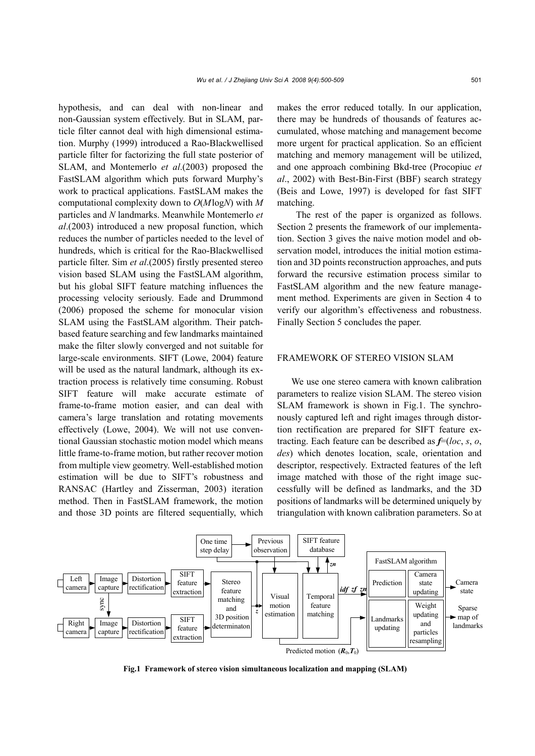hypothesis, and can deal with non-linear and non-Gaussian system effectively. But in SLAM, particle filter cannot deal with high dimensional estimation. Murphy (1999) introduced a Rao-Blackwellised particle filter for factorizing the full state posterior of SLAM, and Montemerlo *et al*.(2003) proposed the FastSLAM algorithm which puts forward Murphy's work to practical applications. FastSLAM makes the computational complexity down to $O(M\log N)$ with $M$ particles and $N$ landmarks. Meanwhile Montemerlo *et al*.(2003) introduced a new proposal function, which reduces the number of particles needed to the level of hundreds, which is critical for the Rao-Blackwellised particle filter. Sim *et al*.(2005) firstly presented stereo vision based SLAM using the FastSLAM algorithm, but his global SIFT feature matching influences the processing velocity seriously. Eade and Drummond (2006) proposed the scheme for monocular vision SLAM using the FastSLAM algorithm. Their patch-based feature searching and few landmarks maintained make the filter slowly converged and not suitable for large-scale environments. SIFT (Lowe, 2004) feature will be used as the natural landmark, although its extraction process is relatively time consuming. Robust SIFT feature will make accurate estimate of frame-to-frame motion easier, and can deal with camera's large translation and rotating movements effectively (Lowe, 2004). We will not use conventional Gaussian stochastic motion model which means little frame-to-frame motion, but rather recover motion from multiple view geometry. Well-established motion estimation will be due to SIFT's robustness and RANSAC (Hartley and Zisserman, 2003) iteration method. Then in FastSLAM framework, the motion and those 3D points are filtered sequentially, which makes the error reduced totally. In our application, there may be hundreds of thousands of features accumulated, whose matching and management become more urgent for practical application. So an efficient matching and memory management will be utilized, and one approach combining Bkd-tree (Procopiuc *et al*., 2002) with Best-Bin-First (BBF) search strategy (Beis and Lowe, 1997) is developed for fast SIFT matching.

The rest of the paper is organized as follows. Section 2 presents the framework of our implementation. Section 3 gives the naive motion model and observation model, introduces the initial motion estimation and 3D points reconstruction approaches, and puts forward the recursive estimation process similar to FastSLAM algorithm and the new feature management method. Experiments are given in Section 4 to verify our algorithm's effectiveness and robustness. Finally Section 5 concludes the paper.

## FRAMEWORK OF STEREO VISION SLAM

We use one stereo camera with known calibration parameters to realize vision SLAM. The stereo vision SLAM framework is shown in Fig.1. The synchronously captured left and right images through distortion rectification are prepared for SIFT feature extracting. Each feature can be described as $\boldsymbol{f}$=(*loc*, *s*, *o*, *des*) which denotes location, scale, orientation and descriptor, respectively. Extracted features of the left image matched with those of the right image successfully will be defined as landmarks, and the 3D positions of landmarks will be determined uniquely by triangulation with known calibration parameters. So at

**Fig.1 Framework of stereo vision simultaneous localization and mapping (SLAM)**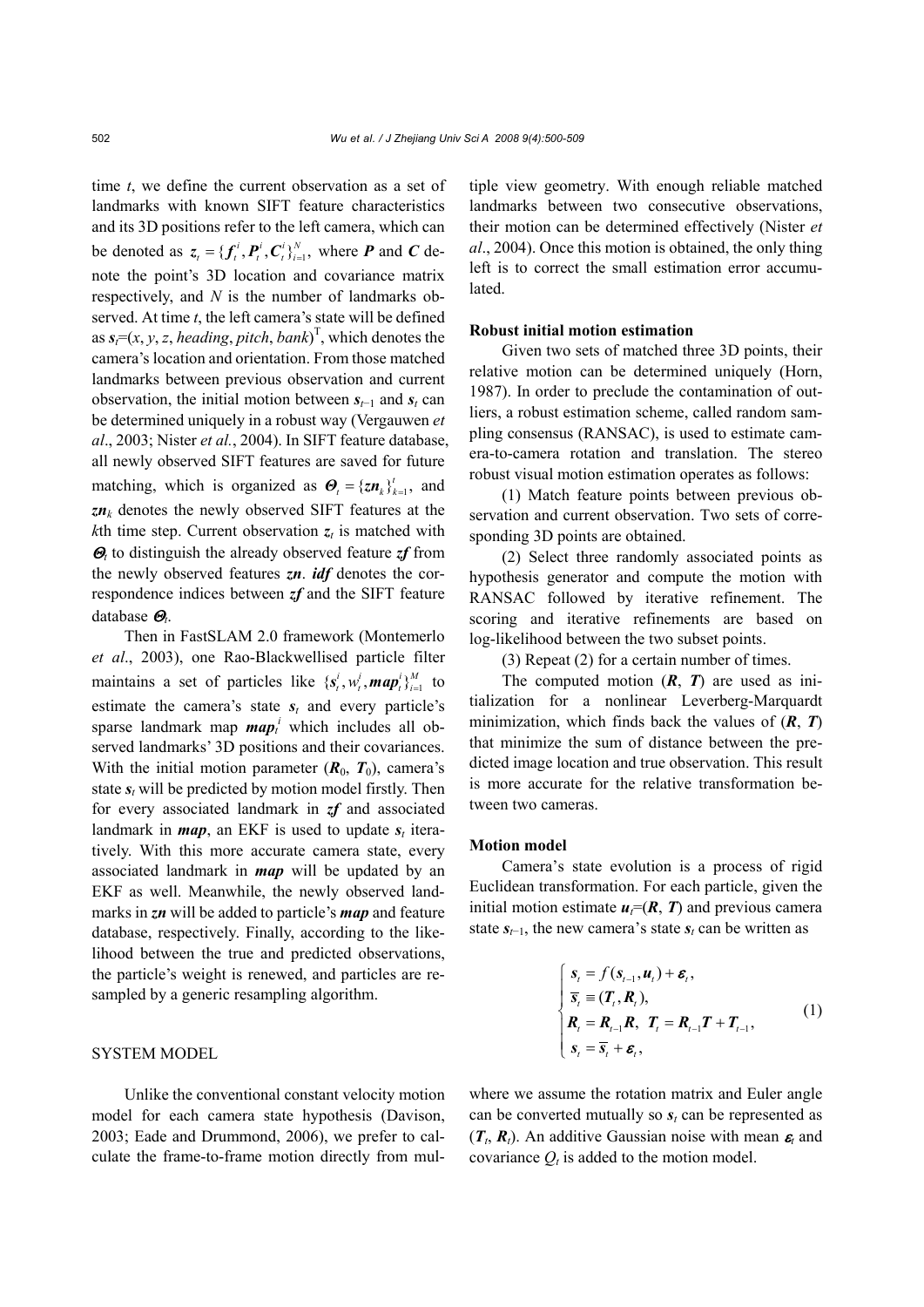time $t$, we define the current observation as a set of landmarks with known SIFT feature characteristics and its 3D positions refer to the left camera, which can be denoted as $\boldsymbol{z}_t = \{\boldsymbol{f}_t^i, \boldsymbol{P}_t^i, \boldsymbol{C}_t^i\}_{i=1}^N$, where $\boldsymbol{P}$ and $\boldsymbol{C}$ denote the point's 3D location and covariance matrix respectively, and $N$ is the number of landmarks observed. At time $t$, the left camera's state will be defined as $\boldsymbol{s}_t=(x, y, z, heading, pitch, bank)^{\mathrm{T}}$, which denotes the camera's location and orientation. From those matched landmarks between previous observation and current observation, the initial motion between $\boldsymbol{s}_{t-1}$ and $\boldsymbol{s}_t$ can be determined uniquely in a robust way (Vergauwen *et al*., 2003; Nister *et al.*, 2004). In SIFT feature database, all newly observed SIFT features are saved for future matching, which is organized as $\boldsymbol{\Theta}_t = \{\boldsymbol{zn}_k\}_{k=1}^t$, and $\boldsymbol{zn}_k$ denotes the newly observed SIFT features at the $k$th time step. Current observation $\boldsymbol{z}_t$ is matched with $\boldsymbol{\Theta}_t$ to distinguish the already observed feature $\boldsymbol{zf}$ from the newly observed features $\boldsymbol{zn}$. $\boldsymbol{idf}$ denotes the correspondence indices between $\boldsymbol{zf}$ and the SIFT feature database $\boldsymbol{\Theta}_t$.

Then in FastSLAM 2.0 framework (Montemerlo *et al*., 2003), one Rao-Blackwellised particle filter maintains a set of particles like $\{\boldsymbol{s}_t^i, w_t^i, \boldsymbol{map}_t^i\}_{i=1}^M$ to estimate the camera's state $\boldsymbol{s}_t$ and every particle's sparse landmark map $\boldsymbol{map}_t^i$ which includes all observed landmarks' 3D positions and their covariances. With the initial motion parameter ($\boldsymbol{R}_0$, $\boldsymbol{T}_0$), camera's state $\boldsymbol{s}_t$ will be predicted by motion model firstly. Then for every associated landmark in $\boldsymbol{zf}$ and associated landmark in $\boldsymbol{map}$, an EKF is used to update $\boldsymbol{s}_t$ iteratively. With this more accurate camera state, every associated landmark in $\boldsymbol{map}$ will be updated by an EKF as well. Meanwhile, the newly observed landmarks in $\boldsymbol{zn}$ will be added to particle's $\boldsymbol{map}$ and feature database, respectively. Finally, according to the likelihood between the true and predicted observations, the particle's weight is renewed, and particles are resampled by a generic resampling algorithm.

## SYSTEM MODEL

Unlike the conventional constant velocity motion model for each camera state hypothesis (Davison, 2003; Eade and Drummond, 2006), we prefer to calculate the frame-to-frame motion directly from multiple view geometry. With enough reliable matched landmarks between two consecutive observations, their motion can be determined effectively (Nister *et al*., 2004). Once this motion is obtained, the only thing left is to correct the small estimation error accumulated.

### Robust initial motion estimation

Given two sets of matched three 3D points, their relative motion can be determined uniquely (Horn, 1987). In order to preclude the contamination of outliers, a robust estimation scheme, called random sampling consensus (RANSAC), is used to estimate camera-to-camera rotation and translation. The stereo robust visual motion estimation operates as follows:

(1) Match feature points between previous observation and current observation. Two sets of corresponding 3D points are obtained.

(2) Select three randomly associated points as hypothesis generator and compute the motion with RANSAC followed by iterative refinement. The scoring and iterative refinements are based on log-likelihood between the two subset points.

(3) Repeat (2) for a certain number of times.

The computed motion ($\boldsymbol{R}$, $\boldsymbol{T}$) are used as initialization for a nonlinear Leverberg-Marquardt minimization, which finds back the values of ($\boldsymbol{R}$, $\boldsymbol{T}$) that minimize the sum of distance between the predicted image location and true observation. This result is more accurate for the relative transformation between two cameras.

### Motion model

Camera's state evolution is a process of rigid Euclidean transformation. For each particle, given the initial motion estimate $\boldsymbol{u}_t=(\boldsymbol{R}, \boldsymbol{T})$ and previous camera state $\boldsymbol{s}_{t-1}$, the new camera's state $\boldsymbol{s}_t$ can be written as

$$\begin{cases} \boldsymbol{s}_t = f(\boldsymbol{s}_{t-1}, \boldsymbol{u}_t) + \boldsymbol{\varepsilon}_t, \\ \overline{\boldsymbol{s}}_t \equiv (\boldsymbol{T}_t, \boldsymbol{R}_t), \\ \boldsymbol{R}_t = \boldsymbol{R}_{t-1}\boldsymbol{R},\ \boldsymbol{T}_t = \boldsymbol{R}_{t-1}\boldsymbol{T} + \boldsymbol{T}_{t-1}, \\ \boldsymbol{s}_t = \overline{\boldsymbol{s}}_t + \boldsymbol{\varepsilon}_t, \end{cases} \tag{1}$$

where we assume the rotation matrix and Euler angle can be converted mutually so $\boldsymbol{s}_t$ can be represented as ($\boldsymbol{T}_t$, $\boldsymbol{R}_t$). An additive Gaussian noise with mean $\boldsymbol{\varepsilon}_t$ and covariance $Q_t$ is added to the motion model.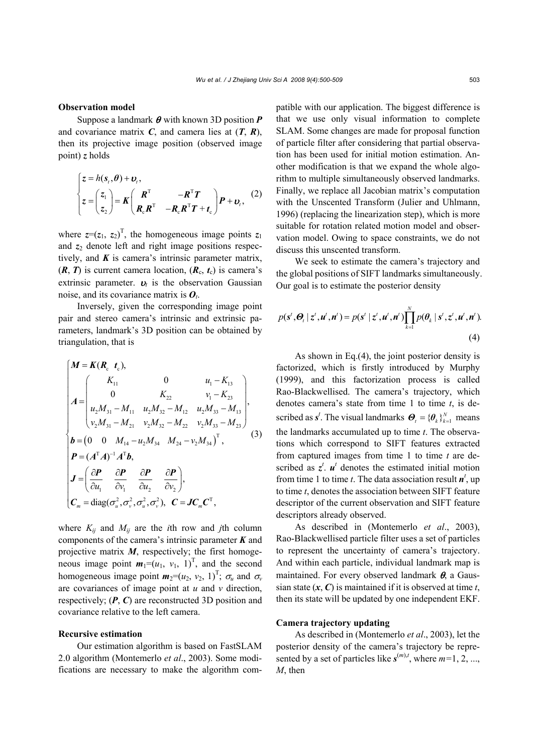### Observation model

Suppose a landmark $\boldsymbol{\theta}$ with known 3D position $\boldsymbol{P}$ and covariance matrix $\boldsymbol{C}$, and camera lies at $(\boldsymbol{T}, \boldsymbol{R})$, then its projective image position (observed image point) $\boldsymbol{z}$ holds

$$\begin{cases} \boldsymbol{z} = h(\boldsymbol{s}_t, \boldsymbol{\theta}) + \boldsymbol{\upsilon}_t, \\ \boldsymbol{z} = \begin{pmatrix} \boldsymbol{z}_1 \\ \boldsymbol{z}_2 \end{pmatrix} = \boldsymbol{K} \begin{pmatrix} \boldsymbol{R}^{\mathrm{T}} & -\boldsymbol{R}^{\mathrm{T}}\boldsymbol{T} \\ \boldsymbol{R}_{\mathrm{c}}\boldsymbol{R}^{\mathrm{T}} & -\boldsymbol{R}_{\mathrm{c}}\boldsymbol{R}^{\mathrm{T}}\boldsymbol{T} + \boldsymbol{t}_{\mathrm{c}} \end{pmatrix} \boldsymbol{P} + \boldsymbol{\upsilon}_t, \end{cases} \quad (2)$$

where $\boldsymbol{z}=(\boldsymbol{z}_1, \boldsymbol{z}_2)^{\mathrm{T}}$, the homogeneous image points $\boldsymbol{z}_1$ and $\boldsymbol{z}_2$ denote left and right image positions respectively, and $\boldsymbol{K}$ is camera's intrinsic parameter matrix, $(\boldsymbol{R}, \boldsymbol{T})$ is current camera location, $(\boldsymbol{R}_{\mathrm{c}}, \boldsymbol{t}_{\mathrm{c}})$ is camera's extrinsic parameter. $\boldsymbol{\upsilon}_t$ is the observation Gaussian noise, and its covariance matrix is $\boldsymbol{O}_t$.

Inversely, given the corresponding image point pair and stereo camera's intrinsic and extrinsic parameters, landmark's 3D position can be obtained by triangulation, that is

$$\begin{cases} \boldsymbol{M} = \boldsymbol{K}(\boldsymbol{R}_{\mathrm{c}} \;\; \boldsymbol{t}_{\mathrm{c}}), \\ \boldsymbol{A} = \begin{pmatrix} K_{11} & 0 & u_1 - K_{13} \\ 0 & K_{22} & v_1 - K_{23} \\ u_2 M_{31} - M_{11} & u_2 M_{32} - M_{12} & u_2 M_{33} - M_{13} \\ v_2 M_{31} - M_{21} & v_2 M_{32} - M_{22} & v_2 M_{33} - M_{23} \end{pmatrix}, \\ \boldsymbol{b} = \begin{pmatrix} 0 & 0 & M_{14} - u_2 M_{34} & M_{24} - v_2 M_{34} \end{pmatrix}^{\mathrm{T}}, \\ \boldsymbol{P} = (\boldsymbol{A}^{\mathrm{T}}\boldsymbol{A})^{-1}\boldsymbol{A}^{\mathrm{T}}\boldsymbol{b}, \\ \boldsymbol{J} = \begin{pmatrix} \dfrac{\partial \boldsymbol{P}}{\partial u_1} & \dfrac{\partial \boldsymbol{P}}{\partial v_1} & \dfrac{\partial \boldsymbol{P}}{\partial u_2} & \dfrac{\partial \boldsymbol{P}}{\partial v_2} \end{pmatrix}, \\ \boldsymbol{C}_m = \mathrm{diag}(\sigma_u^2, \sigma_v^2, \sigma_u^2, \sigma_v^2), \;\; \boldsymbol{C} = \boldsymbol{J}\boldsymbol{C}_m\boldsymbol{C}^{\mathrm{T}}, \end{cases} \quad (3)$$

where $K_{ij}$ and $M_{ij}$ are the $i$th row and $j$th column components of the camera's intrinsic parameter $\boldsymbol{K}$ and projective matrix $\boldsymbol{M}$, respectively; the first homogeneous image point $\boldsymbol{m}_1=(u_1, v_1, 1)^{\mathrm{T}}$, and the second homogeneous image point $\boldsymbol{m}_2=(u_2, v_2, 1)^{\mathrm{T}}$; $\sigma_u$ and $\sigma_v$ are covariances of image point at $u$ and $v$ direction, respectively; $(\boldsymbol{P}, \boldsymbol{C})$ are reconstructed 3D position and covariance relative to the left camera.

### Recursive estimation

Our estimation algorithm is based on FastSLAM 2.0 algorithm (Montemerlo *et al*., 2003). Some modifications are necessary to make the algorithm compatible with our application. The biggest difference is that we use only visual information to complete SLAM. Some changes are made for proposal function of particle filter after considering that partial observation has been used for initial motion estimation. Another modification is that we expand the whole algorithm to multiple simultaneously observed landmarks. Finally, we replace all Jacobian matrix's computation with the Unscented Transform (Julier and Uhlmann, 1996) (replacing the linearization step), which is more suitable for rotation related motion model and observation model. Owing to space constraints, we do not discuss this unscented transform.

We seek to estimate the camera's trajectory and the global positions of SIFT landmarks simultaneously. Our goal is to estimate the posterior density

$$p(\boldsymbol{s}^t, \boldsymbol{\Theta}_t \mid \boldsymbol{z}^t, \boldsymbol{u}^t, \boldsymbol{n}^t) = p(\boldsymbol{s}^t \mid \boldsymbol{z}^t, \boldsymbol{u}^t, \boldsymbol{n}^t) \prod_{k=1}^{N} p(\boldsymbol{\theta}_k \mid \boldsymbol{s}^t, \boldsymbol{z}^t, \boldsymbol{u}^t, \boldsymbol{n}^t). \quad (4)$$

As shown in Eq.(4), the joint posterior density is factorized, which is firstly introduced by Murphy (1999), and this factorization process is called Rao-Blackwellised. The camera's trajectory, which denotes camera's state from time 1 to time $t$, is described as $\boldsymbol{s}^t$. The visual landmarks $\boldsymbol{\Theta}_t = \{\boldsymbol{\theta}_k\}_{k=1}^{N}$ means the landmarks accumulated up to time $t$. The observations which correspond to SIFT features extracted from captured images from time 1 to time $t$ are described as $\boldsymbol{z}^t$. $\boldsymbol{u}^t$ denotes the estimated initial motion from time 1 to time $t$. The data association result $\boldsymbol{n}^t$, up to time $t$, denotes the association between SIFT feature descriptor of the current observation and SIFT feature descriptors already observed.

As described in (Montemerlo *et al*., 2003), Rao-Blackwellised particle filter uses a set of particles to represent the uncertainty of camera's trajectory. And within each particle, individual landmark map is maintained. For every observed landmark $\boldsymbol{\theta}$, a Gaussian state $(\boldsymbol{x}, \boldsymbol{C})$ is maintained if it is observed at time $t$, then its state will be updated by one independent EKF.

### Camera trajectory updating

As described in (Montemerlo *et al*., 2003), let the posterior density of the camera's trajectory be represented by a set of particles like $\boldsymbol{s}^{(m),t}$, where $m=1, 2, ..., M$, then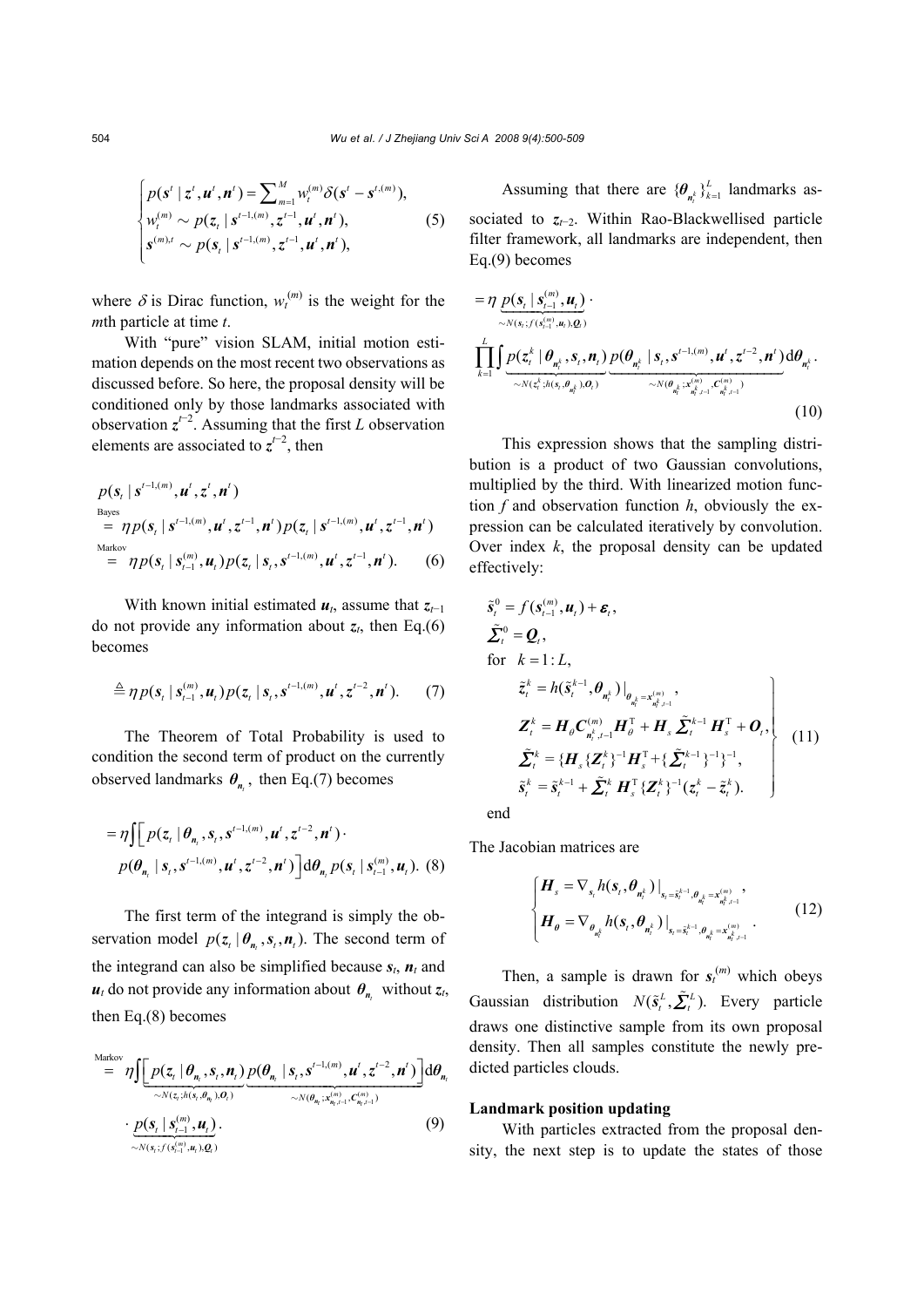$$
\begin{cases}
p(\boldsymbol{s}^t \mid \boldsymbol{z}^t, \boldsymbol{u}^t, \boldsymbol{n}^t) = \sum_{m=1}^{M} w_t^{(m)} \delta(\boldsymbol{s}^t - \boldsymbol{s}^{t,(m)}), \\
w_t^{(m)} \sim p(\boldsymbol{z}_t \mid \boldsymbol{s}^{t-1,(m)}, \boldsymbol{z}^{t-1}, \boldsymbol{u}^t, \boldsymbol{n}^t), \\
\boldsymbol{s}^{(m),t} \sim p(\boldsymbol{s}_t \mid \boldsymbol{s}^{t-1,(m)}, \boldsymbol{z}^{t-1}, \boldsymbol{u}^t, \boldsymbol{n}^t),
\end{cases}
\tag{5}
$$

where $\delta$ is Dirac function, $w_t^{(m)}$ is the weight for the $m$th particle at time $t$.

With "pure" vision SLAM, initial motion estimation depends on the most recent two observations as discussed before. So here, the proposal density will be conditioned only by those landmarks associated with observation $\boldsymbol{z}^{t-2}$. Assuming that the first $L$ observation elements are associated to $\boldsymbol{z}^{t-2}$, then

$$
\begin{aligned}
& p(\boldsymbol{s}_t \mid \boldsymbol{s}^{t-1,(m)}, \boldsymbol{u}^t, \boldsymbol{z}^t, \boldsymbol{n}^t) \\
& \overset{\text{Bayes}}{=} \eta p(\boldsymbol{s}_t \mid \boldsymbol{s}^{t-1,(m)}, \boldsymbol{u}^t, \boldsymbol{z}^{t-1}, \boldsymbol{n}^t) p(\boldsymbol{z}_t \mid \boldsymbol{s}^{t-1,(m)}, \boldsymbol{u}^t, \boldsymbol{z}^{t-1}, \boldsymbol{n}^t) \\
& \overset{\text{Markov}}{=} \eta p(\boldsymbol{s}_t \mid \boldsymbol{s}_{t-1}^{(m)}, \boldsymbol{u}_t) p(\boldsymbol{z}_t \mid \boldsymbol{s}_t, \boldsymbol{s}^{t-1,(m)}, \boldsymbol{u}^t, \boldsymbol{z}^{t-1}, \boldsymbol{n}^t).
\end{aligned}
\tag{6}
$$

With known initial estimated $\boldsymbol{u}_t$, assume that $\boldsymbol{z}_{t-1}$ do not provide any information about $\boldsymbol{z}_t$, then Eq.(6) becomes

$$
\triangleq \eta p(\boldsymbol{s}_t \mid \boldsymbol{s}_{t-1}^{(m)}, \boldsymbol{u}_t) p(\boldsymbol{z}_t \mid \boldsymbol{s}_t, \boldsymbol{s}^{t-1,(m)}, \boldsymbol{u}^t, \boldsymbol{z}^{t-2}, \boldsymbol{n}^t).
\tag{7}
$$

The Theorem of Total Probability is used to condition the second term of product on the currently observed landmarks $\boldsymbol{\theta}_{\boldsymbol{n}_t}$, then Eq.(7) becomes

$$
\begin{aligned}
= \eta \int \Big[ & p(\boldsymbol{z}_t \mid \boldsymbol{\theta}_{\boldsymbol{n}_t}, \boldsymbol{s}_t, \boldsymbol{s}^{t-1,(m)}, \boldsymbol{u}^t, \boldsymbol{z}^{t-2}, \boldsymbol{n}^t) \cdot \\
& p(\boldsymbol{\theta}_{\boldsymbol{n}_t} \mid \boldsymbol{s}_t, \boldsymbol{s}^{t-1,(m)}, \boldsymbol{u}^t, \boldsymbol{z}^{t-2}, \boldsymbol{n}^t) \Big] \mathrm{d}\boldsymbol{\theta}_{\boldsymbol{n}_t} p(\boldsymbol{s}_t \mid \boldsymbol{s}_{t-1}^{(m)}, \boldsymbol{u}_t).
\end{aligned}
\tag{8}
$$

The first term of the integrand is simply the observation model $p(\boldsymbol{z}_t \mid \boldsymbol{\theta}_{\boldsymbol{n}_t}, \boldsymbol{s}_t, \boldsymbol{n}_t)$. The second term of the integrand can also be simplified because $\boldsymbol{s}_t$, $\boldsymbol{n}_t$ and $\boldsymbol{u}_t$ do not provide any information about $\boldsymbol{\theta}_{\boldsymbol{n}_t}$ without $\boldsymbol{z}_t$, then Eq.(8) becomes

$$
\begin{aligned}
\overset{\text{Markov}}{=} \eta \int \Big[ & \underbrace{p(\boldsymbol{z}_t \mid \boldsymbol{\theta}_{\boldsymbol{n}_t}, \boldsymbol{s}_t, \boldsymbol{n}_t)}_{\sim N(\boldsymbol{z}_t; h(\boldsymbol{s}_t, \boldsymbol{\theta}_{\boldsymbol{n}_t}), \boldsymbol{O}_t)} \underbrace{p(\boldsymbol{\theta}_{\boldsymbol{n}_t} \mid \boldsymbol{s}_t, \boldsymbol{s}^{t-1,(m)}, \boldsymbol{u}^t, \boldsymbol{z}^{t-2}, \boldsymbol{n}^t)}_{\sim N(\boldsymbol{\theta}_{\boldsymbol{n}_t}; \boldsymbol{x}_{\boldsymbol{n}_t,t-1}^{(m)}, \boldsymbol{C}_{\boldsymbol{n}_t,t-1}^{(m)})} \Big] \mathrm{d}\boldsymbol{\theta}_{\boldsymbol{n}_t} \\
& \cdot \underbrace{p(\boldsymbol{s}_t \mid \boldsymbol{s}_{t-1}^{(m)}, \boldsymbol{u}_t)}_{\sim N(\boldsymbol{s}_t; f(\boldsymbol{s}_{t-1}^{(m)}, \boldsymbol{u}_t), \boldsymbol{Q}_t)}.
\end{aligned}
\tag{9}
$$

Assuming that there are $\{\boldsymbol{\theta}_{\boldsymbol{n}_t^k}\}_{k=1}^{L}$ landmarks associated to $\boldsymbol{z}_{t-2}$. Within Rao-Blackwellised particle filter framework, all landmarks are independent, then Eq.(9) becomes

$$
\begin{aligned}
= \eta & \underbrace{p(\boldsymbol{s}_t \mid \boldsymbol{s}_{t-1}^{(m)}, \boldsymbol{u}_t)}_{\sim N(\boldsymbol{s}_t; f(\boldsymbol{s}_{t-1}^{(m)}, \boldsymbol{u}_t), \boldsymbol{Q}_t)} \cdot \\
& \prod_{k=1}^{L} \int \underbrace{p(\boldsymbol{z}_t^k \mid \boldsymbol{\theta}_{\boldsymbol{n}_t^k}, \boldsymbol{s}_t, \boldsymbol{n}_t)}_{\sim N(\boldsymbol{z}_t^k; h(\boldsymbol{s}_t, \boldsymbol{\theta}_{\boldsymbol{n}_t^k}), \boldsymbol{O}_t)} \underbrace{p(\boldsymbol{\theta}_{\boldsymbol{n}_t^k} \mid \boldsymbol{s}_t, \boldsymbol{s}^{t-1,(m)}, \boldsymbol{u}^t, \boldsymbol{z}^{t-2}, \boldsymbol{n}^t)}_{\sim N(\boldsymbol{\theta}_{\boldsymbol{n}_t^k}; \boldsymbol{x}_{\boldsymbol{n}_t^k,t-1}^{(m)}, \boldsymbol{C}_{\boldsymbol{n}_t^k,t-1}^{(m)})} \mathrm{d}\boldsymbol{\theta}_{\boldsymbol{n}_t^k}.
\end{aligned}
\tag{10}
$$

This expression shows that the sampling distribution is a product of two Gaussian convolutions, multiplied by the third. With linearized motion function $f$ and observation function $h$, obviously the expression can be calculated iteratively by convolution. Over index $k$, the proposal density can be updated effectively:

$$
\begin{aligned}
& \tilde{\boldsymbol{s}}_t^0 = f(\boldsymbol{s}_{t-1}^{(m)}, \boldsymbol{u}_t) + \boldsymbol{\varepsilon}_t, \\
& \tilde{\boldsymbol{\Sigma}}_t^0 = \boldsymbol{Q}_t, \\
& \text{for} \quad k = 1:L, \\
& \left.
\begin{aligned}
& \tilde{\boldsymbol{z}}_t^k = h(\tilde{\boldsymbol{s}}_t^{k-1}, \boldsymbol{\theta}_{\boldsymbol{n}_t^k})|_{\boldsymbol{\theta}_{\boldsymbol{n}_t^k} = \boldsymbol{x}_{\boldsymbol{n}_t^k,t-1}^{(m)}}, \\
& \boldsymbol{Z}_t^k = \boldsymbol{H}_\theta \boldsymbol{C}_{\boldsymbol{n}_t^k,t-1}^{(m)} \boldsymbol{H}_\theta^{\mathrm{T}} + \boldsymbol{H}_s \tilde{\boldsymbol{\Sigma}}_t^{k-1} \boldsymbol{H}_s^{\mathrm{T}} + \boldsymbol{O}_t, \\
& \tilde{\boldsymbol{\Sigma}}_t^k = \{\boldsymbol{H}_s \{\boldsymbol{Z}_t^k\}^{-1} \boldsymbol{H}_s^{\mathrm{T}} + \{\tilde{\boldsymbol{\Sigma}}_t^{k-1}\}^{-1}\}^{-1}, \\
& \tilde{\boldsymbol{s}}_t^k = \tilde{\boldsymbol{s}}_t^{k-1} + \tilde{\boldsymbol{\Sigma}}_t^k \boldsymbol{H}_s^{\mathrm{T}} \{\boldsymbol{Z}_t^k\}^{-1} (\boldsymbol{z}_t^k - \tilde{\boldsymbol{z}}_t^k).
\end{aligned}
\right\} \\
& \text{end}
\end{aligned}
\tag{11}
$$

The Jacobian matrices are

$$
\begin{cases}
\boldsymbol{H}_s = \nabla_{\boldsymbol{s}_t} h(\boldsymbol{s}_t, \boldsymbol{\theta}_{\boldsymbol{n}_t^k})|_{\boldsymbol{s}_t = \tilde{\boldsymbol{s}}_t^{k-1}, \boldsymbol{\theta}_{\boldsymbol{n}_t^k} = \boldsymbol{x}_{\boldsymbol{n}_t^k,t-1}^{(m)}}, \\
\boldsymbol{H}_\theta = \nabla_{\boldsymbol{\theta}_{\boldsymbol{n}_t^k}} h(\boldsymbol{s}_t, \boldsymbol{\theta}_{\boldsymbol{n}_t^k})|_{\boldsymbol{s}_t = \tilde{\boldsymbol{s}}_t^{k-1}, \boldsymbol{\theta}_{\boldsymbol{n}_t^k} = \boldsymbol{x}_{\boldsymbol{n}_t^k,t-1}^{(m)}}.
\end{cases}
\tag{12}
$$

Then, a sample is drawn for $\boldsymbol{s}_t^{(m)}$ which obeys Gaussian distribution $N(\tilde{\boldsymbol{s}}_t^L, \tilde{\boldsymbol{\Sigma}}_t^L)$. Every particle draws one distinctive sample from its own proposal density. Then all samples constitute the newly predicted particles clouds.

**Landmark position updating**

With particles extracted from the proposal density, the next step is to update the states of those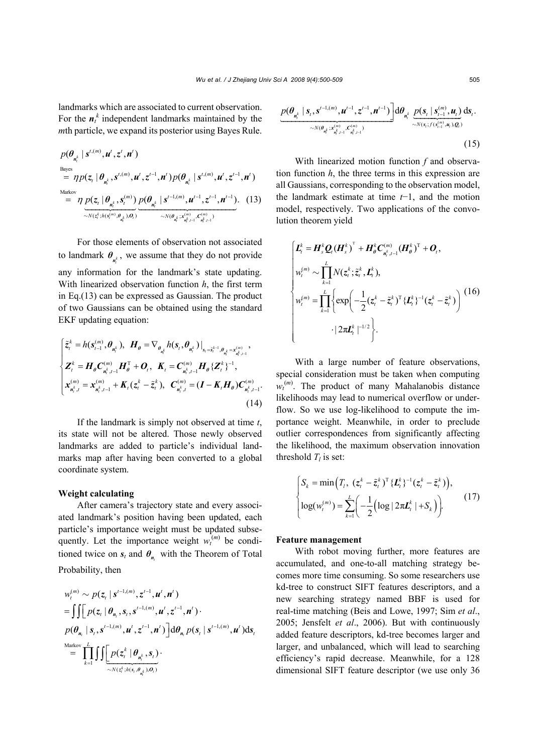landmarks which are associated to current observation. For the $\boldsymbol{n}_t^k$ independent landmarks maintained by the $m$th particle, we expand its posterior using Bayes Rule.

$$
\begin{aligned}
& p(\boldsymbol{\theta}_{\boldsymbol{n}_t^k} \mid \boldsymbol{s}^{t,(m)}, \boldsymbol{u}^t, \boldsymbol{z}^t, \boldsymbol{n}^t) \\
& \overset{\text{Bayes}}{=} \eta p(\boldsymbol{z}_t \mid \boldsymbol{\theta}_{\boldsymbol{n}_t^k}, \boldsymbol{s}^{t,(m)}, \boldsymbol{u}^t, \boldsymbol{z}^{t-1}, \boldsymbol{n}^t) p(\boldsymbol{\theta}_{\boldsymbol{n}_t^k} \mid \boldsymbol{s}^{t,(m)}, \boldsymbol{u}^t, \boldsymbol{z}^{t-1}, \boldsymbol{n}^t) \\
& \overset{\text{Markov}}{=} \eta \underbrace{p(\boldsymbol{z}_t \mid \boldsymbol{\theta}_{\boldsymbol{n}_t^k}, \boldsymbol{s}_t^{(m)})}_{\sim N(\boldsymbol{z}_t^k; h(\boldsymbol{s}_t^{(m)}, \boldsymbol{\theta}_{\boldsymbol{n}_t^k}), \boldsymbol{O}_t)} \underbrace{p(\boldsymbol{\theta}_{\boldsymbol{n}_t^k} \mid \boldsymbol{s}^{t-1,(m)}, \boldsymbol{u}^{t-1}, \boldsymbol{z}^{t-1}, \boldsymbol{n}^{t-1})}_{\sim N(\boldsymbol{\theta}_{\boldsymbol{n}_t^k}; \boldsymbol{x}_{\boldsymbol{n}_t^k, t-1}^{(m)}, \boldsymbol{C}_{\boldsymbol{n}_t^k, t-1}^{(m)})}. \quad (13)
\end{aligned}
$$

For those elements of observation not associated to landmark $\boldsymbol{\theta}_{\boldsymbol{n}_t^k}$, we assume that they do not provide any information for the landmark's state updating. With linearized observation function $h$, the first term in Eq.(13) can be expressed as Gaussian. The product of two Gaussians can be obtained using the standard EKF updating equation:

$$
\begin{cases}
\tilde{\boldsymbol{z}}_t^k = h(\boldsymbol{s}_{t-1}^{(m)}, \boldsymbol{\theta}_{\boldsymbol{n}_t^k}), \ \boldsymbol{H}_{\boldsymbol{\theta}} = \nabla_{\boldsymbol{\theta}_{\boldsymbol{n}_t^k}} h(\boldsymbol{s}_t, \boldsymbol{\theta}_{\boldsymbol{n}_t^k})|_{\boldsymbol{s}_t = \tilde{\boldsymbol{s}}_t^{k-1}, \boldsymbol{\theta}_{\boldsymbol{n}_t^k} = \boldsymbol{x}_{\boldsymbol{n}_t^k, t-1}^{(m)}}, \\
\boldsymbol{Z}_t^k = \boldsymbol{H}_{\boldsymbol{\theta}} \boldsymbol{C}_{\boldsymbol{n}_t^k, t-1}^{(m)} \boldsymbol{H}_{\boldsymbol{\theta}}^{\mathrm{T}} + \boldsymbol{O}_t, \ \boldsymbol{K}_t = \boldsymbol{C}_{\boldsymbol{n}_t^k, t-1}^{(m)} \boldsymbol{H}_{\boldsymbol{\theta}} \{\boldsymbol{Z}_t^k\}^{-1}, \\
\boldsymbol{x}_{\boldsymbol{n}_t^k, t}^{(m)} = \boldsymbol{x}_{\boldsymbol{n}_t^k, t-1}^{(m)} + \boldsymbol{K}_t(\boldsymbol{z}_t^k - \tilde{\boldsymbol{z}}_t^k), \ \boldsymbol{C}_{\boldsymbol{n}_t^k, t}^{(m)} = (\boldsymbol{I} - \boldsymbol{K}_t \boldsymbol{H}_{\boldsymbol{\theta}}) \boldsymbol{C}_{\boldsymbol{n}_t^k, t-1}^{(m)}.
\end{cases} \quad (14)
$$

If the landmark is simply not observed at time $t$, its state will not be altered. Those newly observed landmarks are added to particle's individual landmarks map after having been converted to a global coordinate system.

**Weight calculating**

After camera's trajectory state and every associated landmark's position having been updated, each particle's importance weight must be updated subsequently. Let the importance weight $w_t^{(m)}$ be conditioned twice on $\boldsymbol{s}_t$ and $\boldsymbol{\theta}_{\boldsymbol{n}_t}$ with the Theorem of Total Probability, then

$$
\begin{aligned}
& w_t^{(m)} \sim p(\boldsymbol{z}_t \mid \boldsymbol{s}^{t-1,(m)}, \boldsymbol{z}^{t-1}, \boldsymbol{u}^t, \boldsymbol{n}^t) \\
& = \iint \Big[ p(\boldsymbol{z}_t \mid \boldsymbol{\theta}_{\boldsymbol{n}_t}, \boldsymbol{s}_t, \boldsymbol{s}^{t-1,(m)}, \boldsymbol{u}^t, \boldsymbol{z}^{t-1}, \boldsymbol{n}^t) \cdot \\
& p(\boldsymbol{\theta}_{\boldsymbol{n}_t} \mid \boldsymbol{s}_t, \boldsymbol{s}^{t-1,(m)}, \boldsymbol{u}^t, \boldsymbol{z}^{t-1}, \boldsymbol{n}^t) \Big] \mathrm{d}\boldsymbol{\theta}_{\boldsymbol{n}_t} p(\boldsymbol{s}_t \mid \boldsymbol{s}^{t-1,(m)}, \boldsymbol{u}^t) \mathrm{d}\boldsymbol{s}_t \\
& \overset{\text{Markov}}{=} \prod_{k=1}^{L} \iint \Big[ \underbrace{p(\boldsymbol{z}_t^k \mid \boldsymbol{\theta}_{\boldsymbol{n}_t^k}, \boldsymbol{s}_t)}_{\sim N(\boldsymbol{z}_t^k; h(\boldsymbol{s}_t, \boldsymbol{\theta}_{\boldsymbol{n}_t^k}), \boldsymbol{O}_t)} \cdot \\
& \underbrace{p(\boldsymbol{\theta}_{\boldsymbol{n}_t^k} \mid \boldsymbol{s}_t, \boldsymbol{s}^{t-1,(m)}, \boldsymbol{u}^{t-1}, \boldsymbol{z}^{t-1}, \boldsymbol{n}^{t-1})}_{\sim N(\boldsymbol{\theta}_{\boldsymbol{n}_t^k}; \boldsymbol{x}_{\boldsymbol{n}_t^k, t-1}^{(m)}, \boldsymbol{C}_{\boldsymbol{n}_t^k, t-1}^{(m)})} \Big] \mathrm{d}\boldsymbol{\theta}_{\boldsymbol{n}_t^k} \underbrace{p(\boldsymbol{s}_t \mid \boldsymbol{s}_{t-1}^{(m)}, \boldsymbol{u}_t)}_{\sim N(\boldsymbol{s}_t; f(\boldsymbol{s}_{t-1}^{(m)}, \boldsymbol{u}_t), \boldsymbol{Q}_t)} \mathrm{d}\boldsymbol{s}_t.
\end{aligned} \quad (15)
$$

With linearized motion function $f$ and observation function $h$, the three terms in this expression are all Gaussians, corresponding to the observation model, the landmark estimate at time $t-1$, and the motion model, respectively. Two applications of the convolution theorem yield

$$
\begin{cases}
\boldsymbol{L}_t^k = \boldsymbol{H}_s^k \boldsymbol{Q}_t (\boldsymbol{H}_s^k)^{\mathrm{T}} + \boldsymbol{H}_{\boldsymbol{\theta}}^k \boldsymbol{C}_{\boldsymbol{n}_t^k, t-1}^{(m)} (\boldsymbol{H}_{\boldsymbol{\theta}}^k)^{\mathrm{T}} + \boldsymbol{O}_t, \\
w_t^{(m)} \sim \prod_{k=1}^{L} N(\boldsymbol{z}_t^k; \tilde{\boldsymbol{z}}_t^k, \boldsymbol{L}_t^k), \\
w_t^{(m)} = \prod_{k=1}^{L} \left\{ \exp\left( -\frac{1}{2} (\boldsymbol{z}_t^k - \tilde{\boldsymbol{z}}_t^k)^{\mathrm{T}} \{\boldsymbol{L}_t^k\}^{-1} (\boldsymbol{z}_t^k - \tilde{\boldsymbol{z}}_t^k) \right) \cdot |2\pi \boldsymbol{L}_t^k|^{-1/2} \right\}.
\end{cases} \quad (16)
$$

With a large number of feature observations, special consideration must be taken when computing $w_t^{(m)}$. The product of many Mahalanobis distance likelihoods may lead to numerical overflow or underflow. So we use log-likelihood to compute the importance weight. Meanwhile, in order to preclude outlier correspondences from significantly affecting the likelihood, the maximum observation innovation threshold $T_l$ is set:

$$
\begin{cases}
S_k = \min\Big( T_l, \ (\boldsymbol{z}_t^k - \tilde{\boldsymbol{z}}_t^k)^{\mathrm{T}} \{\boldsymbol{L}_t^k\}^{-1} (\boldsymbol{z}_t^k - \tilde{\boldsymbol{z}}_t^k) \Big), \\
\log(w_t^{(m)}) = \sum_{k=1}^{L} \left( -\frac{1}{2} \Big( \log |2\pi \boldsymbol{L}_t^k| + S_k \Big) \right).
\end{cases} \quad (17)
$$

**Feature management**

With robot moving further, more features are accumulated, and one-to-all matching strategy becomes more time consuming. So some researchers use kd-tree to construct SIFT features descriptors, and a new searching strategy named BBF is used for real-time matching (Beis and Lowe, 1997; Sim *et al*., 2005; Jensfelt *et al*., 2006). But with continuously added feature descriptors, kd-tree becomes larger and larger, and unbalanced, which will lead to searching efficiency's rapid decrease. Meanwhile, for a 128 dimensional SIFT feature descriptor (we use only 36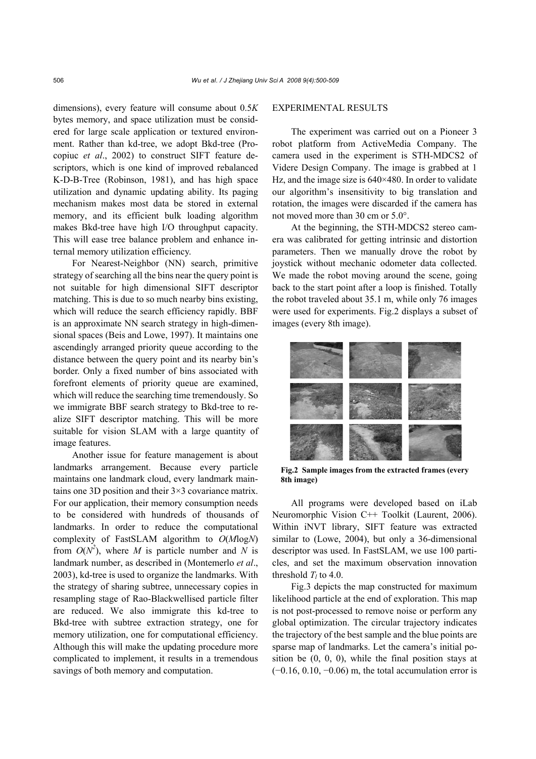dimensions), every feature will consume about 0.5*K* bytes memory, and space utilization must be considered for large scale application or textured environment. Rather than kd-tree, we adopt Bkd-tree (Procopiuc *et al*., 2002) to construct SIFT feature descriptors, which is one kind of improved rebalanced K-D-B-Tree (Robinson, 1981), and has high space utilization and dynamic updating ability. Its paging mechanism makes most data be stored in external memory, and its efficient bulk loading algorithm makes Bkd-tree have high I/O throughput capacity. This will ease tree balance problem and enhance internal memory utilization efficiency.

For Nearest-Neighbor (NN) search, primitive strategy of searching all the bins near the query point is not suitable for high dimensional SIFT descriptor matching. This is due to so much nearby bins existing, which will reduce the search efficiency rapidly. BBF is an approximate NN search strategy in high-dimensional spaces (Beis and Lowe, 1997). It maintains one ascendingly arranged priority queue according to the distance between the query point and its nearby bin's border. Only a fixed number of bins associated with forefront elements of priority queue are examined, which will reduce the searching time tremendously. So we immigrate BBF search strategy to Bkd-tree to realize SIFT descriptor matching. This will be more suitable for vision SLAM with a large quantity of image features.

Another issue for feature management is about landmarks arrangement. Because every particle maintains one landmark cloud, every landmark maintains one 3D position and their 3×3 covariance matrix. For our application, their memory consumption needs to be considered with hundreds of thousands of landmarks. In order to reduce the computational complexity of FastSLAM algorithm to $O(M\log N)$ from $O(N^2)$, where $M$ is particle number and $N$ is landmark number, as described in (Montemerlo *et al*., 2003), kd-tree is used to organize the landmarks. With the strategy of sharing subtree, unnecessary copies in resampling stage of Rao-Blackwellised particle filter are reduced. We also immigrate this kd-tree to Bkd-tree with subtree extraction strategy, one for memory utilization, one for computational efficiency. Although this will make the updating procedure more complicated to implement, it results in a tremendous savings of both memory and computation.

## EXPERIMENTAL RESULTS

The experiment was carried out on a Pioneer 3 robot platform from ActiveMedia Company. The camera used in the experiment is STH-MDCS2 of Videre Design Company. The image is grabbed at 1 Hz, and the image size is 640×480. In order to validate our algorithm's insensitivity to big translation and rotation, the images were discarded if the camera has not moved more than 30 cm or 5.0°.

At the beginning, the STH-MDCS2 stereo camera was calibrated for getting intrinsic and distortion parameters. Then we manually drove the robot by joystick without mechanic odometer data collected. We made the robot moving around the scene, going back to the start point after a loop is finished. Totally the robot traveled about 35.1 m, while only 76 images were used for experiments. Fig.2 displays a subset of images (every 8th image).

**Fig.2 Sample images from the extracted frames (every 8th image)**

All programs were developed based on iLab Neuromorphic Vision C++ Toolkit (Laurent, 2006). Within iNVT library, SIFT feature was extracted similar to (Lowe, 2004), but only a 36-dimensional descriptor was used. In FastSLAM, we use 100 particles, and set the maximum observation innovation threshold $T_l$ to 4.0.

Fig.3 depicts the map constructed for maximum likelihood particle at the end of exploration. This map is not post-processed to remove noise or perform any global optimization. The circular trajectory indicates the trajectory of the best sample and the blue points are sparse map of landmarks. Let the camera's initial position be (0, 0, 0), while the final position stays at (−0.16, 0.10, −0.06) m, the total accumulation error is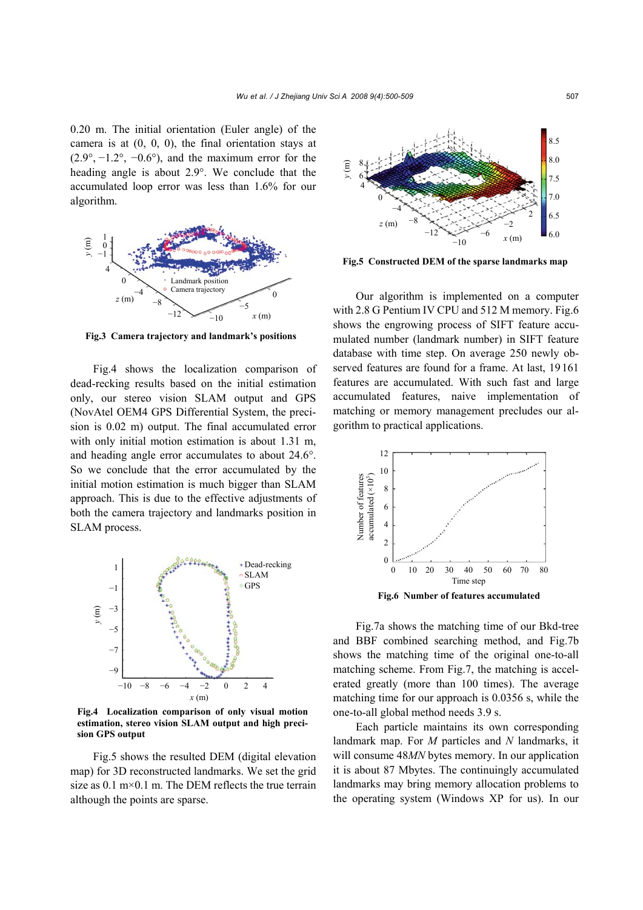0.20 m. The initial orientation (Euler angle) of the camera is at (0, 0, 0), the final orientation stays at (2.9°, −1.2°, −0.6°), and the maximum error for the heading angle is about 2.9°. We conclude that the accumulated loop error was less than 1.6% for our algorithm.

**Fig.3 Camera trajectory and landmark's positions**

Fig.4 shows the localization comparison of dead-recking results based on the initial estimation only, our stereo vision SLAM output and GPS (NovAtel OEM4 GPS Differential System, the precision is 0.02 m) output. The final accumulated error with only initial motion estimation is about 1.31 m, and heading angle error accumulates to about 24.6°. So we conclude that the error accumulated by the initial motion estimation is much bigger than SLAM approach. This is due to the effective adjustments of both the camera trajectory and landmarks position in SLAM process.

**Fig.4 Localization comparison of only visual motion estimation, stereo vision SLAM output and high precision GPS output**

Fig.5 shows the resulted DEM (digital elevation map) for 3D reconstructed landmarks. We set the grid size as 0.1 m×0.1 m. The DEM reflects the true terrain although the points are sparse.

**Fig.5 Constructed DEM of the sparse landmarks map**

Our algorithm is implemented on a computer with 2.8 G Pentium IV CPU and 512 M memory. Fig.6 shows the engrowing process of SIFT feature accumulated number (landmark number) in SIFT feature database with time step. On average 250 newly observed features are found for a frame. At last, 19161 features are accumulated. With such fast and large accumulated features, naive implementation of matching or memory management precludes our algorithm to practical applications.

**Fig.6 Number of features accumulated**

Fig.7a shows the matching time of our Bkd-tree and BBF combined searching method, and Fig.7b shows the matching time of the original one-to-all matching scheme. From Fig.7, the matching is accelerated greatly (more than 100 times). The average matching time for our approach is 0.0356 s, while the one-to-all global method needs 3.9 s.

Each particle maintains its own corresponding landmark map. For $M$ particles and $N$ landmarks, it will consume $48MN$ bytes memory. In our application it is about 87 Mbytes. The continuingly accumulated landmarks may bring memory allocation problems to the operating system (Windows XP for us). In our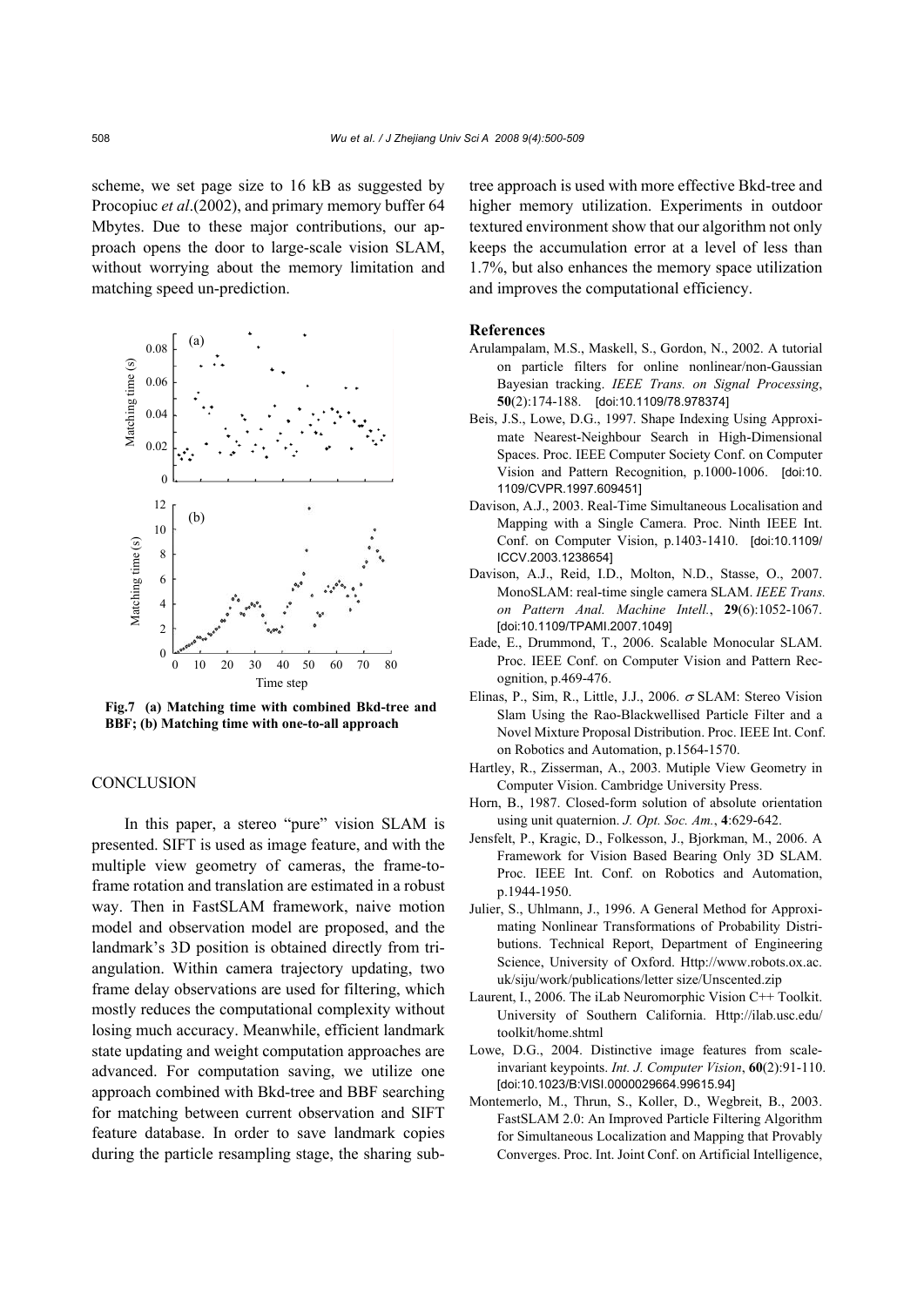scheme, we set page size to 16 kB as suggested by Procopiuc *et al*.(2002), and primary memory buffer 64 Mbytes. Due to these major contributions, our approach opens the door to large-scale vision SLAM, without worrying about the memory limitation and matching speed un-prediction.

**Fig.7 (a) Matching time with combined Bkd-tree and BBF; (b) Matching time with one-to-all approach**

## CONCLUSION

In this paper, a stereo "pure" vision SLAM is presented. SIFT is used as image feature, and with the multiple view geometry of cameras, the frame-to-frame rotation and translation are estimated in a robust way. Then in FastSLAM framework, naive motion model and observation model are proposed, and the landmark's 3D position is obtained directly from triangulation. Within camera trajectory updating, two frame delay observations are used for filtering, which mostly reduces the computational complexity without losing much accuracy. Meanwhile, efficient landmark state updating and weight computation approaches are advanced. For computation saving, we utilize one approach combined with Bkd-tree and BBF searching for matching between current observation and SIFT feature database. In order to save landmark copies during the particle resampling stage, the sharing subtree approach is used with more effective Bkd-tree and higher memory utilization. Experiments in outdoor textured environment show that our algorithm not only keeps the accumulation error at a level of less than 1.7%, but also enhances the memory space utilization and improves the computational efficiency.

## References

Arulampalam, M.S., Maskell, S., Gordon, N., 2002. A tutorial on particle filters for online nonlinear/non-Gaussian Bayesian tracking. *IEEE Trans. on Signal Processing*, **50**(2):174-188. [doi:10.1109/78.978374]

Beis, J.S., Lowe, D.G., 1997. Shape Indexing Using Approximate Nearest-Neighbour Search in High-Dimensional Spaces. Proc. IEEE Computer Society Conf. on Computer Vision and Pattern Recognition, p.1000-1006. [doi:10.1109/CVPR.1997.609451]

Davison, A.J., 2003. Real-Time Simultaneous Localisation and Mapping with a Single Camera. Proc. Ninth IEEE Int. Conf. on Computer Vision, p.1403-1410. [doi:10.1109/ICCV.2003.1238654]

Davison, A.J., Reid, I.D., Molton, N.D., Stasse, O., 2007. MonoSLAM: real-time single camera SLAM. *IEEE Trans. on Pattern Anal. Machine Intell.*, **29**(6):1052-1067. [doi:10.1109/TPAMI.2007.1049]

Eade, E., Drummond, T., 2006. Scalable Monocular SLAM. Proc. IEEE Conf. on Computer Vision and Pattern Recognition, p.469-476.

Elinas, P., Sim, R., Little, J.J., 2006. $\sigma$ SLAM: Stereo Vision Slam Using the Rao-Blackwellised Particle Filter and a Novel Mixture Proposal Distribution. Proc. IEEE Int. Conf. on Robotics and Automation, p.1564-1570.

Hartley, R., Zisserman, A., 2003. Mutiple View Geometry in Computer Vision. Cambridge University Press.

Horn, B., 1987. Closed-form solution of absolute orientation using unit quaternion. *J. Opt. Soc. Am.*, **4**:629-642.

Jensfelt, P., Kragic, D., Folkesson, J., Bjorkman, M., 2006. A Framework for Vision Based Bearing Only 3D SLAM. Proc. IEEE Int. Conf. on Robotics and Automation, p.1944-1950.

Julier, S., Uhlmann, J., 1996. A General Method for Approximating Nonlinear Transformations of Probability Distributions. Technical Report, Department of Engineering Science, University of Oxford. Http://www.robots.ox.ac.uk/siju/work/publications/letter size/Unscented.zip

Laurent, I., 2006. The iLab Neuromorphic Vision C++ Toolkit. University of Southern California. Http://ilab.usc.edu/toolkit/home.shtml

Lowe, D.G., 2004. Distinctive image features from scale-invariant keypoints. *Int. J. Computer Vision*, **60**(2):91-110. [doi:10.1023/B:VISI.0000029664.99615.94]

Montemerlo, M., Thrun, S., Koller, D., Wegbreit, B., 2003. FastSLAM 2.0: An Improved Particle Filtering Algorithm for Simultaneous Localization and Mapping that Provably Converges. Proc. Int. Joint Conf. on Artificial Intelligence,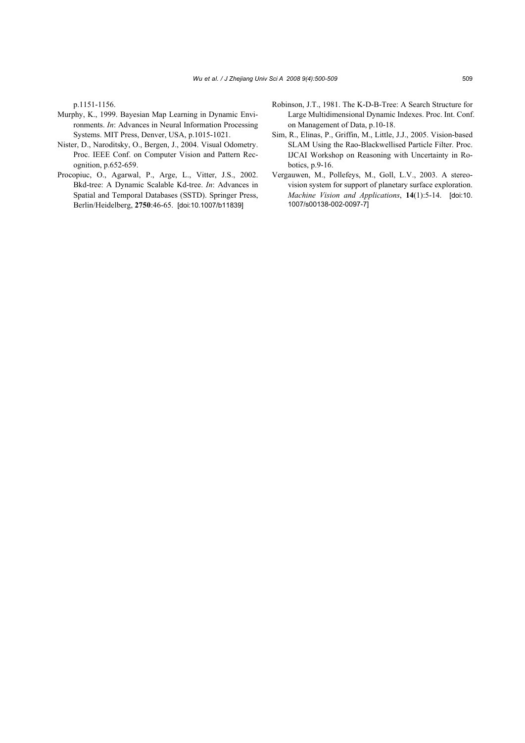p.1151-1156.

Murphy, K., 1999. Bayesian Map Learning in Dynamic Environments. *In*: Advances in Neural Information Processing Systems. MIT Press, Denver, USA, p.1015-1021.

Nister, D., Naroditsky, O., Bergen, J., 2004. Visual Odometry. Proc. IEEE Conf. on Computer Vision and Pattern Recognition, p.652-659.

Procopiuc, O., Agarwal, P., Arge, L., Vitter, J.S., 2002. Bkd-tree: A Dynamic Scalable Kd-tree. *In*: Advances in Spatial and Temporal Databases (SSTD). Springer Press, Berlin/Heidelberg, **2750**:46-65. [doi:10.1007/b11839]

Robinson, J.T., 1981. The K-D-B-Tree: A Search Structure for Large Multidimensional Dynamic Indexes. Proc. Int. Conf. on Management of Data, p.10-18.

Sim, R., Elinas, P., Griffin, M., Little, J.J., 2005. Vision-based SLAM Using the Rao-Blackwellised Particle Filter. Proc. IJCAI Workshop on Reasoning with Uncertainty in Robotics, p.9-16.

Vergauwen, M., Pollefeys, M., Goll, L.V., 2003. A stereovision system for support of planetary surface exploration. *Machine Vision and Applications*, **14**(1):5-14. [doi:10.1007/s00138-002-0097-7]